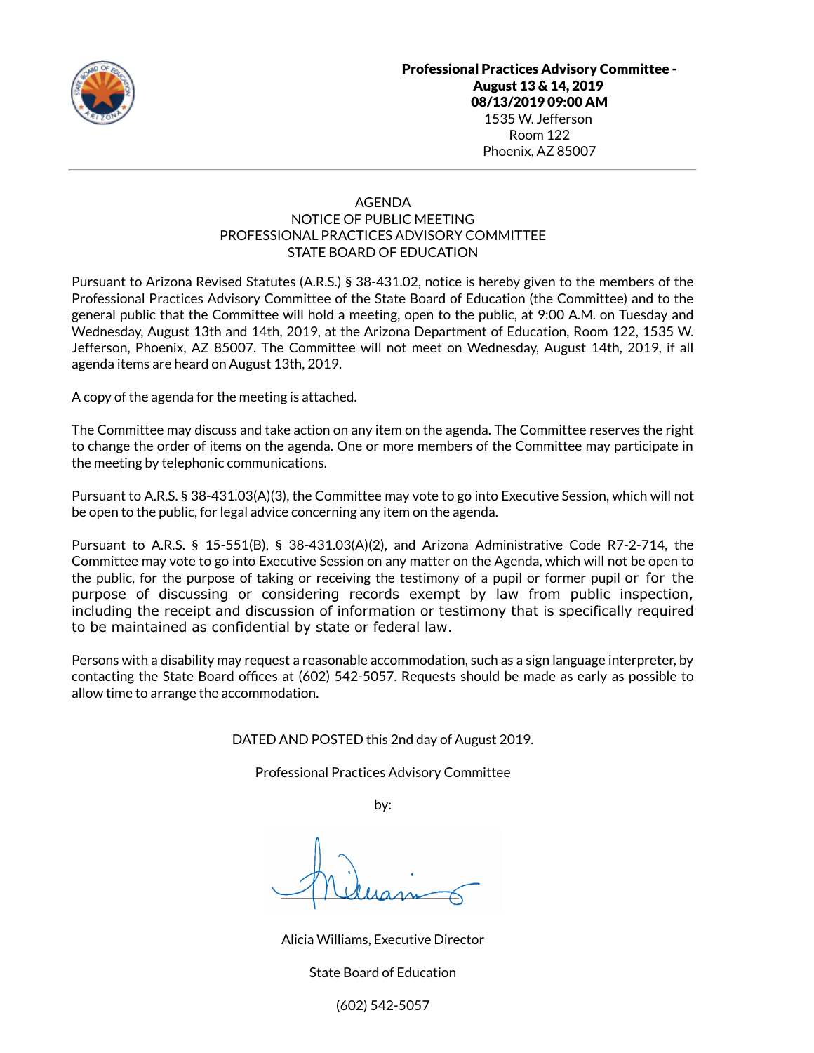**Professional Practices Advisory Committee - August 13 & 14, 2019**
**08/13/2019 09:00 AM**
1535 W. Jefferson
Room 122
Phoenix, AZ 85007

---

AGENDA
NOTICE OF PUBLIC MEETING
PROFESSIONAL PRACTICES ADVISORY COMMITTEE
STATE BOARD OF EDUCATION

Pursuant to Arizona Revised Statutes (A.R.S.) § 38-431.02, notice is hereby given to the members of the Professional Practices Advisory Committee of the State Board of Education (the Committee) and to the general public that the Committee will hold a meeting, open to the public, at 9:00 A.M. on Tuesday and Wednesday, August 13th and 14th, 2019, at the Arizona Department of Education, Room 122, 1535 W. Jefferson, Phoenix, AZ 85007. The Committee will not meet on Wednesday, August 14th, 2019, if all agenda items are heard on August 13th, 2019.

A copy of the agenda for the meeting is attached.

The Committee may discuss and take action on any item on the agenda. The Committee reserves the right to change the order of items on the agenda. One or more members of the Committee may participate in the meeting by telephonic communications.

Pursuant to A.R.S. § 38-431.03(A)(3), the Committee may vote to go into Executive Session, which will not be open to the public, for legal advice concerning any item on the agenda.

Pursuant to A.R.S. § 15-551(B), § 38-431.03(A)(2), and Arizona Administrative Code R7-2-714, the Committee may vote to go into Executive Session on any matter on the Agenda, which will not be open to the public, for the purpose of taking or receiving the testimony of a pupil or former pupil or for the purpose of discussing or considering records exempt by law from public inspection, including the receipt and discussion of information or testimony that is specifically required to be maintained as confidential by state or federal law.

Persons with a disability may request a reasonable accommodation, such as a sign language interpreter, by contacting the State Board offices at (602) 542-5057. Requests should be made as early as possible to allow time to arrange the accommodation.

DATED AND POSTED this 2nd day of August 2019.

Professional Practices Advisory Committee

by:

Alicia Williams, Executive Director

State Board of Education

(602) 542-5057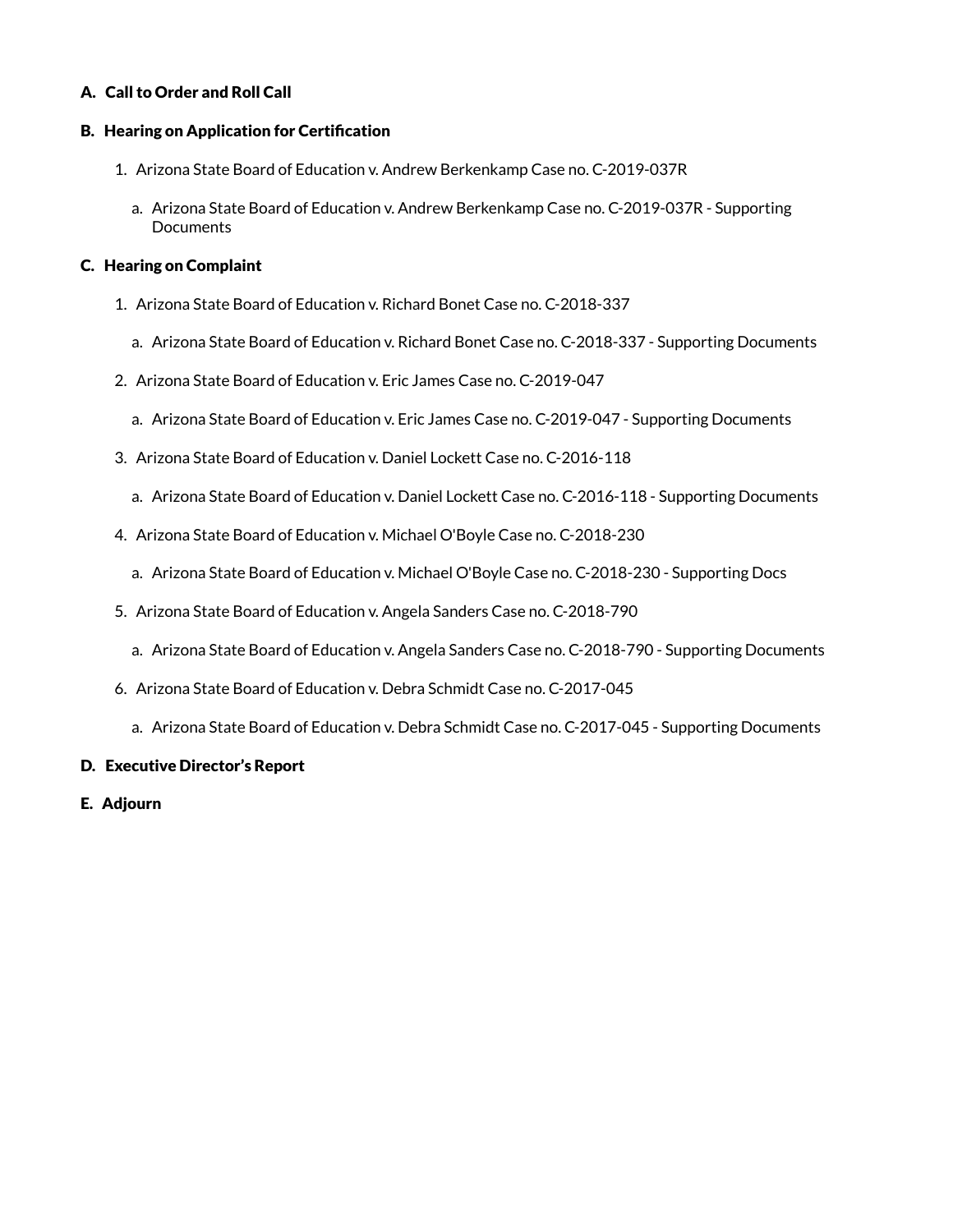**A. Call to Order and Roll Call**

**B. Hearing on Application for Certification**

1. Arizona State Board of Education v. Andrew Berkenkamp Case no. C-2019-037R

    a. Arizona State Board of Education v. Andrew Berkenkamp Case no. C-2019-037R - Supporting Documents

**C. Hearing on Complaint**

1. Arizona State Board of Education v. Richard Bonet Case no. C-2018-337

    a. Arizona State Board of Education v. Richard Bonet Case no. C-2018-337 - Supporting Documents

2. Arizona State Board of Education v. Eric James Case no. C-2019-047

    a. Arizona State Board of Education v. Eric James Case no. C-2019-047 - Supporting Documents

3. Arizona State Board of Education v. Daniel Lockett Case no. C-2016-118

    a. Arizona State Board of Education v. Daniel Lockett Case no. C-2016-118 - Supporting Documents

4. Arizona State Board of Education v. Michael O'Boyle Case no. C-2018-230

    a. Arizona State Board of Education v. Michael O'Boyle Case no. C-2018-230 - Supporting Docs

5. Arizona State Board of Education v. Angela Sanders Case no. C-2018-790

    a. Arizona State Board of Education v. Angela Sanders Case no. C-2018-790 - Supporting Documents

6. Arizona State Board of Education v. Debra Schmidt Case no. C-2017-045

    a. Arizona State Board of Education v. Debra Schmidt Case no. C-2017-045 - Supporting Documents

**D. Executive Director's Report**

**E. Adjourn**